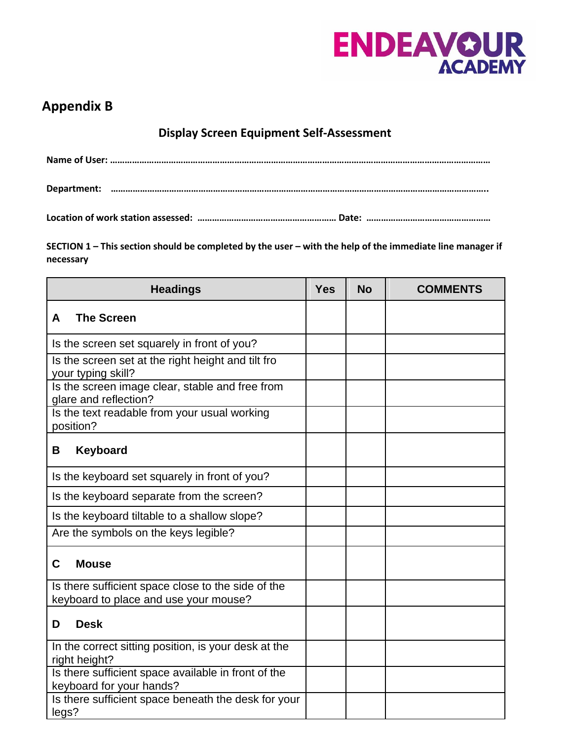ENDEAVOUR ACADEMY

## Appendix B

### Display Screen Equipment Self-Assessment

**Name of User: ……………………………………………………………………………………………………………………………………………**

**Department: ……………………………………………………………………………………………………………………………………………..**

**Location of work station assessed: ………………………………………………… Date: ……………………………………………**

**SECTION 1 – This section should be completed by the user – with the help of the immediate line manager if necessary**

| Headings | Yes | No | COMMENTS |
|---|---|---|---|
| **A The Screen** | | | |
| Is the screen set squarely in front of you? | | | |
| Is the screen set at the right height and tilt fro your typing skill? | | | |
| Is the screen image clear, stable and free from glare and reflection? | | | |
| Is the text readable from your usual working position? | | | |
| **B Keyboard** | | | |
| Is the keyboard set squarely in front of you? | | | |
| Is the keyboard separate from the screen? | | | |
| Is the keyboard tiltable to a shallow slope? | | | |
| Are the symbols on the keys legible? | | | |
| **C Mouse** | | | |
| Is there sufficient space close to the side of the keyboard to place and use your mouse? | | | |
| **D Desk** | | | |
| In the correct sitting position, is your desk at the right height? | | | |
| Is there sufficient space available in front of the keyboard for your hands? | | | |
| Is there sufficient space beneath the desk for your legs? | | | |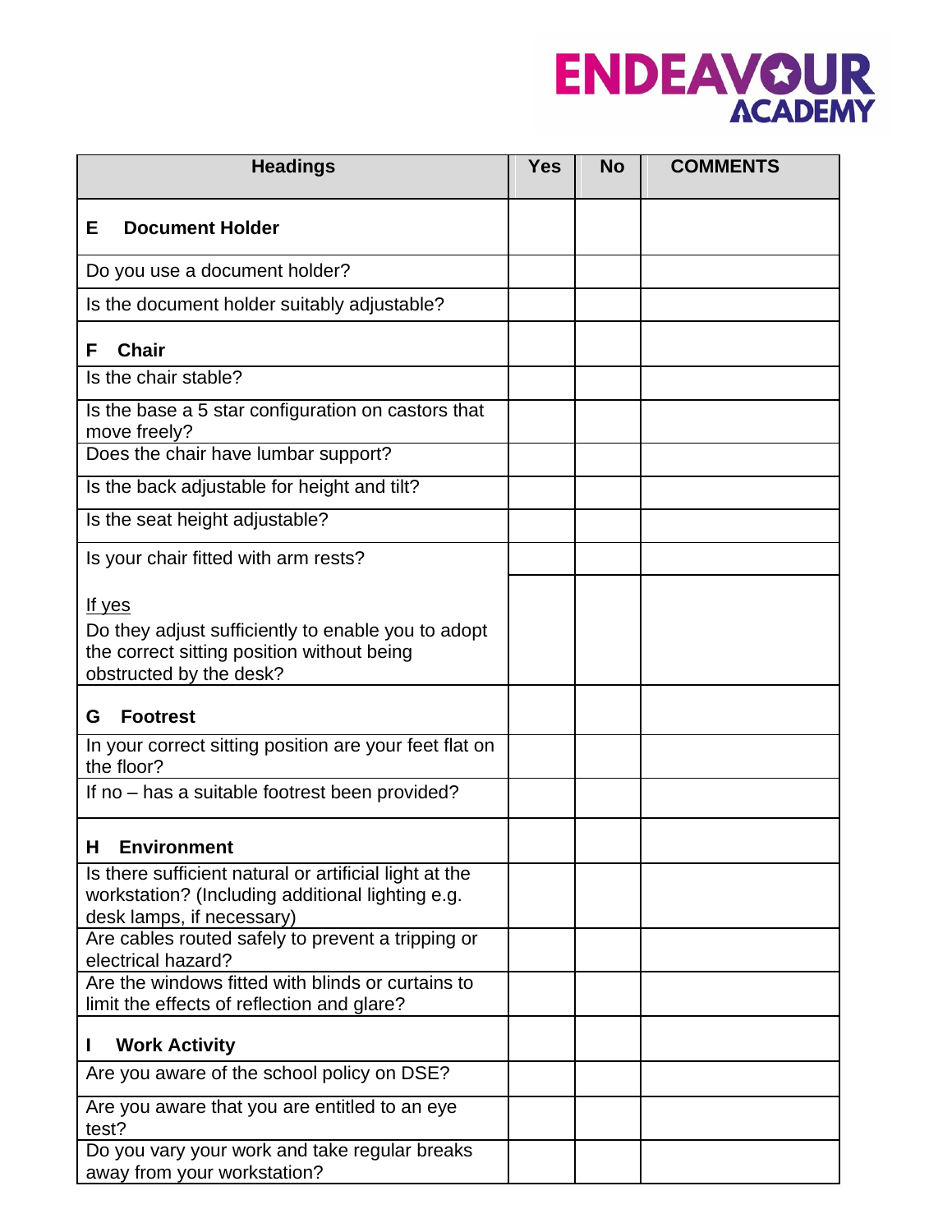| Headings | Yes | No | COMMENTS |
|---|---|---|---|
| **E Document Holder** | | | |
| Do you use a document holder? | | | |
| Is the document holder suitably adjustable? | | | |
| **F Chair** | | | |
| Is the chair stable? | | | |
| Is the base a 5 star configuration on castors that move freely? | | | |
| Does the chair have lumbar support? | | | |
| Is the back adjustable for height and tilt? | | | |
| Is the seat height adjustable? | | | |
| Is your chair fitted with arm rests? | | | |
| If yes<br>Do they adjust sufficiently to enable you to adopt the correct sitting position without being obstructed by the desk? | | | |
| **G Footrest** | | | |
| In your correct sitting position are your feet flat on the floor? | | | |
| If no – has a suitable footrest been provided? | | | |
| **H Environment** | | | |
| Is there sufficient natural or artificial light at the workstation? (Including additional lighting e.g. desk lamps, if necessary) | | | |
| Are cables routed safely to prevent a tripping or electrical hazard? | | | |
| Are the windows fitted with blinds or curtains to limit the effects of reflection and glare? | | | |
| **I Work Activity** | | | |
| Are you aware of the school policy on DSE? | | | |
| Are you aware that you are entitled to an eye test? | | | |
| Do you vary your work and take regular breaks away from your workstation? | | | |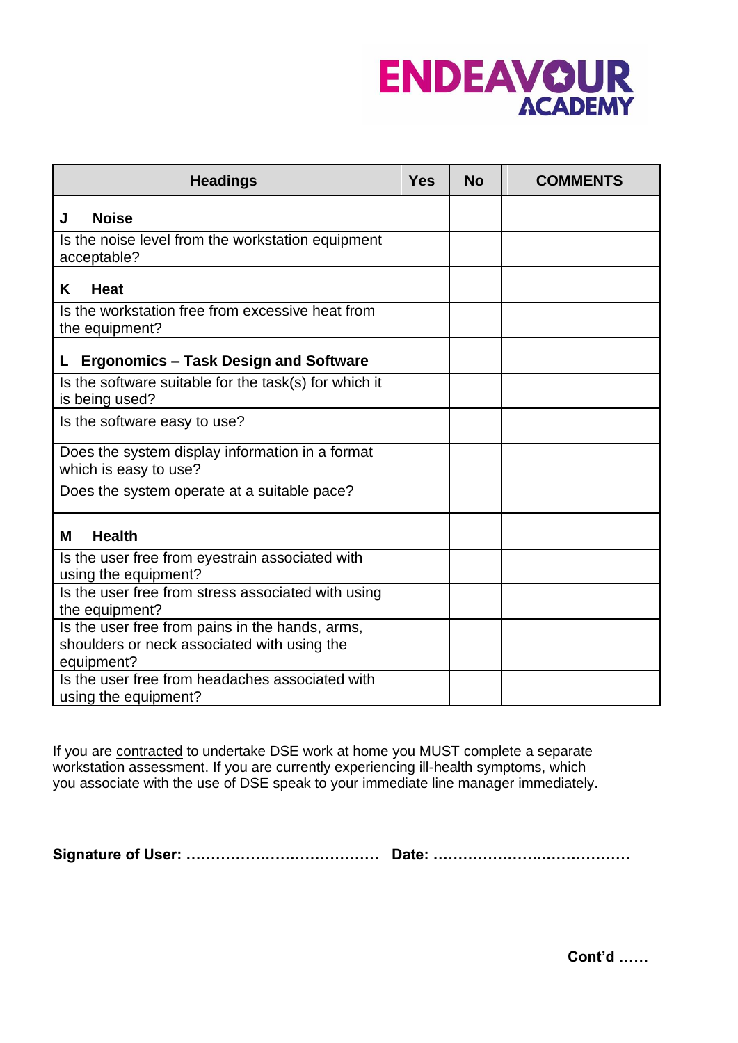| Headings | Yes | No | COMMENTS |
|---|---|---|---|
| **J Noise** | | | |
| Is the noise level from the workstation equipment acceptable? | | | |
| **K Heat** | | | |
| Is the workstation free from excessive heat from the equipment? | | | |
| **L Ergonomics – Task Design and Software** | | | |
| Is the software suitable for the task(s) for which it is being used? | | | |
| Is the software easy to use? | | | |
| Does the system display information in a format which is easy to use? | | | |
| Does the system operate at a suitable pace? | | | |
| **M Health** | | | |
| Is the user free from eyestrain associated with using the equipment? | | | |
| Is the user free from stress associated with using the equipment? | | | |
| Is the user free from pains in the hands, arms, shoulders or neck associated with using the equipment? | | | |
| Is the user free from headaches associated with using the equipment? | | | |

If you are contracted to undertake DSE work at home you MUST complete a separate workstation assessment. If you are currently experiencing ill-health symptoms, which you associate with the use of DSE speak to your immediate line manager immediately.

**Signature of User: …………………………………  Date: …………………..……………**

**Cont'd ……**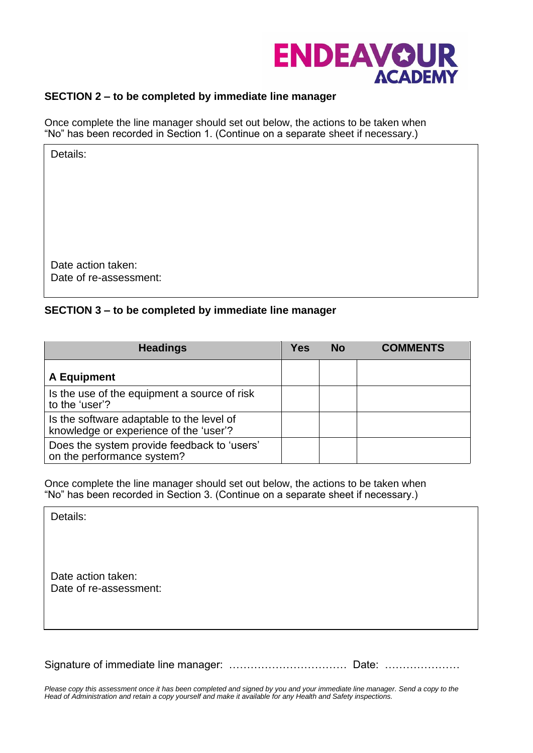**SECTION 2 – to be completed by immediate line manager**

Once complete the line manager should set out below, the actions to be taken when "No" has been recorded in Section 1. (Continue on a separate sheet if necessary.)

Details:

Date action taken:
Date of re-assessment:

**SECTION 3 – to be completed by immediate line manager**

| Headings | Yes | No | COMMENTS |
|---|---|---|---|
| **A Equipment** | | | |
| Is the use of the equipment a source of risk to the 'user'? | | | |
| Is the software adaptable to the level of knowledge or experience of the 'user'? | | | |
| Does the system provide feedback to 'users' on the performance system? | | | |

Once complete the line manager should set out below, the actions to be taken when "No" has been recorded in Section 3. (Continue on a separate sheet if necessary.)

Details:

Date action taken:
Date of re-assessment:

Signature of immediate line manager: …………………………… Date: …………………

*Please copy this assessment once it has been completed and signed by you and your immediate line manager. Send a copy to the Head of Administration and retain a copy yourself and make it available for any Health and Safety inspections.*